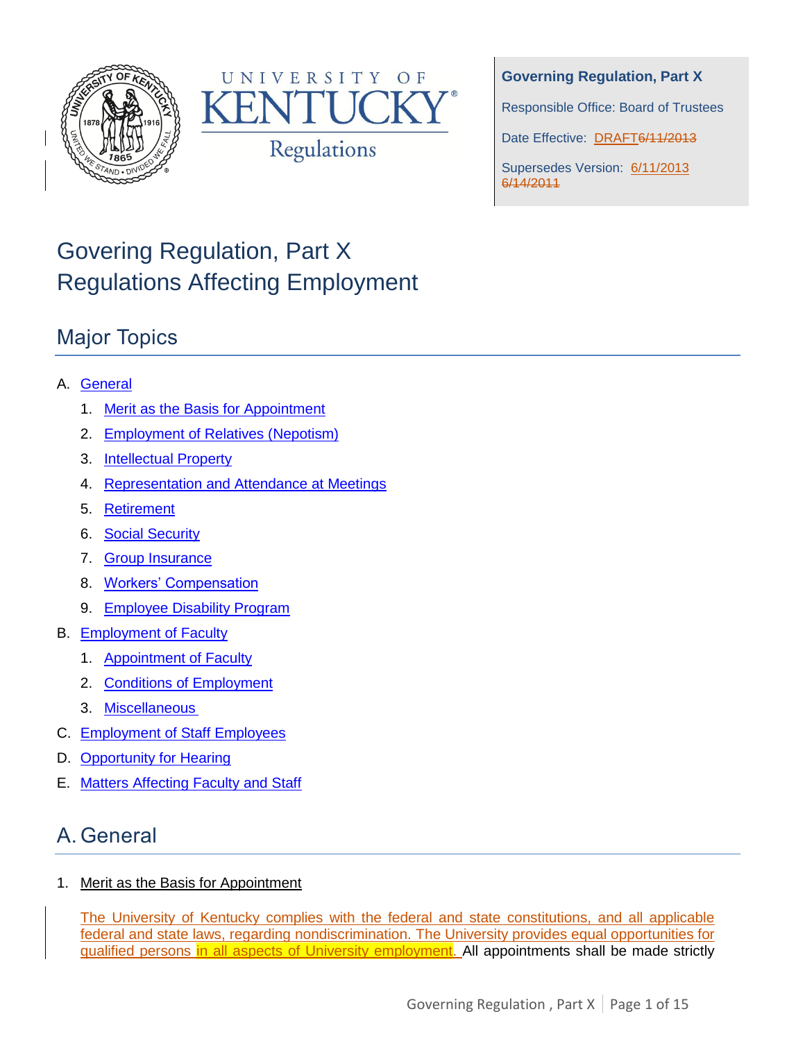**Governing Regulation, Part X**

Responsible Office: Board of Trustees

Date Effective: DRAFT~~6/11/2013~~

Supersedes Version: 6/11/2013 ~~6/14/2011~~

# Govering Regulation, Part X
# Regulations Affecting Employment

## Major Topics

A. General
   1. Merit as the Basis for Appointment
   2. Employment of Relatives (Nepotism)
   3. Intellectual Property
   4. Representation and Attendance at Meetings
   5. Retirement
   6. Social Security
   7. Group Insurance
   8. Workers' Compensation
   9. Employee Disability Program
B. Employment of Faculty
   1. Appointment of Faculty
   2. Conditions of Employment
   3. Miscellaneous
C. Employment of Staff Employees
D. Opportunity for Hearing
E. Matters Affecting Faculty and Staff

## A. General

1. Merit as the Basis for Appointment

The University of Kentucky complies with the federal and state constitutions, and all applicable federal and state laws, regarding nondiscrimination. The University provides equal opportunities for qualified persons in all aspects of University employment. All appointments shall be made strictly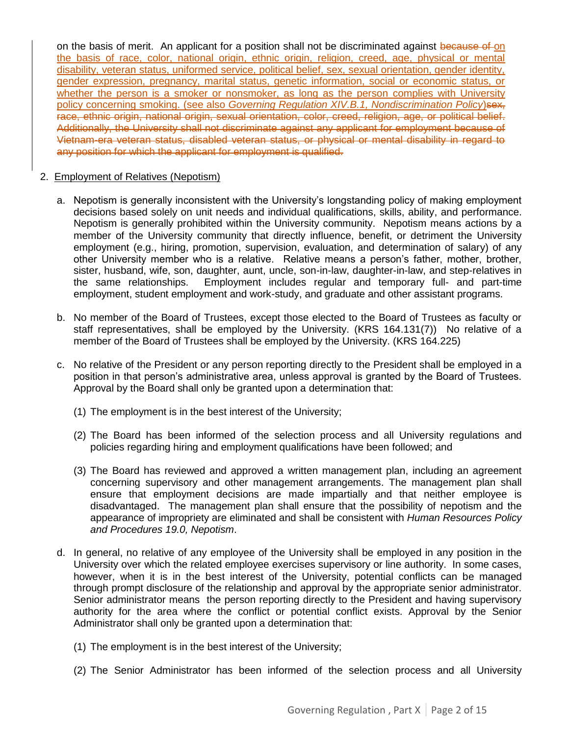on the basis of merit. An applicant for a position shall not be discriminated against ~~because of~~ on the basis of race, color, national origin, ethnic origin, religion, creed, age, physical or mental disability, veteran status, uniformed service, political belief, sex, sexual orientation, gender identity, gender expression, pregnancy, marital status, genetic information, social or economic status, or whether the person is a smoker or nonsmoker, as long as the person complies with University policy concerning smoking. (see also *Governing Regulation XIV.B.1, Nondiscrimination Policy*)~~sex, race, ethnic origin, national origin, sexual orientation, color, creed, religion, age, or political belief. Additionally, the University shall not discriminate against any applicant for employment because of Vietnam-era veteran status, disabled veteran status, or physical or mental disability in regard to any position for which the applicant for employment is qualified.~~

2. Employment of Relatives (Nepotism)

   a. Nepotism is generally inconsistent with the University's longstanding policy of making employment decisions based solely on unit needs and individual qualifications, skills, ability, and performance. Nepotism is generally prohibited within the University community. Nepotism means actions by a member of the University community that directly influence, benefit, or detriment the University employment (e.g., hiring, promotion, supervision, evaluation, and determination of salary) of any other University member who is a relative. Relative means a person's father, mother, brother, sister, husband, wife, son, daughter, aunt, uncle, son-in-law, daughter-in-law, and step-relatives in the same relationships. Employment includes regular and temporary full- and part-time employment, student employment and work-study, and graduate and other assistant programs.

   b. No member of the Board of Trustees, except those elected to the Board of Trustees as faculty or staff representatives, shall be employed by the University. (KRS 164.131(7)) No relative of a member of the Board of Trustees shall be employed by the University. (KRS 164.225)

   c. No relative of the President or any person reporting directly to the President shall be employed in a position in that person's administrative area, unless approval is granted by the Board of Trustees. Approval by the Board shall only be granted upon a determination that:

      (1) The employment is in the best interest of the University;

      (2) The Board has been informed of the selection process and all University regulations and policies regarding hiring and employment qualifications have been followed; and

      (3) The Board has reviewed and approved a written management plan, including an agreement concerning supervisory and other management arrangements. The management plan shall ensure that employment decisions are made impartially and that neither employee is disadvantaged. The management plan shall ensure that the possibility of nepotism and the appearance of impropriety are eliminated and shall be consistent with *Human Resources Policy and Procedures 19.0, Nepotism*.

   d. In general, no relative of any employee of the University shall be employed in any position in the University over which the related employee exercises supervisory or line authority. In some cases, however, when it is in the best interest of the University, potential conflicts can be managed through prompt disclosure of the relationship and approval by the appropriate senior administrator. Senior administrator means the person reporting directly to the President and having supervisory authority for the area where the conflict or potential conflict exists. Approval by the Senior Administrator shall only be granted upon a determination that:

      (1) The employment is in the best interest of the University;

      (2) The Senior Administrator has been informed of the selection process and all University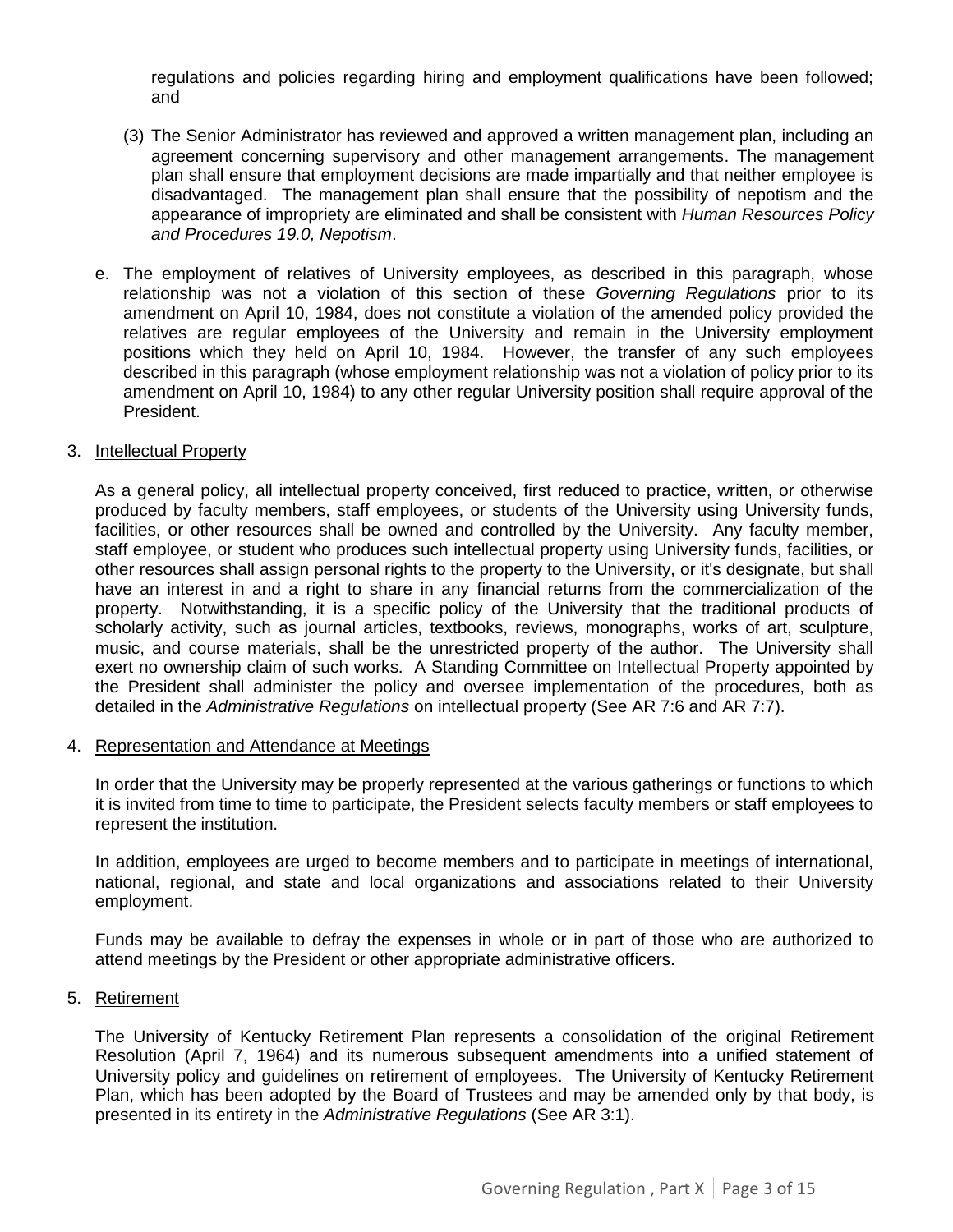regulations and policies regarding hiring and employment qualifications have been followed; and

(3) The Senior Administrator has reviewed and approved a written management plan, including an agreement concerning supervisory and other management arrangements. The management plan shall ensure that employment decisions are made impartially and that neither employee is disadvantaged. The management plan shall ensure that the possibility of nepotism and the appearance of impropriety are eliminated and shall be consistent with *Human Resources Policy and Procedures 19.0, Nepotism*.

e. The employment of relatives of University employees, as described in this paragraph, whose relationship was not a violation of this section of these *Governing Regulations* prior to its amendment on April 10, 1984, does not constitute a violation of the amended policy provided the relatives are regular employees of the University and remain in the University employment positions which they held on April 10, 1984. However, the transfer of any such employees described in this paragraph (whose employment relationship was not a violation of policy prior to its amendment on April 10, 1984) to any other regular University position shall require approval of the President.

3. <u>Intellectual Property</u>

As a general policy, all intellectual property conceived, first reduced to practice, written, or otherwise produced by faculty members, staff employees, or students of the University using University funds, facilities, or other resources shall be owned and controlled by the University. Any faculty member, staff employee, or student who produces such intellectual property using University funds, facilities, or other resources shall assign personal rights to the property to the University, or it's designate, but shall have an interest in and a right to share in any financial returns from the commercialization of the property. Notwithstanding, it is a specific policy of the University that the traditional products of scholarly activity, such as journal articles, textbooks, reviews, monographs, works of art, sculpture, music, and course materials, shall be the unrestricted property of the author. The University shall exert no ownership claim of such works. A Standing Committee on Intellectual Property appointed by the President shall administer the policy and oversee implementation of the procedures, both as detailed in the *Administrative Regulations* on intellectual property (See AR 7:6 and AR 7:7).

4. <u>Representation and Attendance at Meetings</u>

In order that the University may be properly represented at the various gatherings or functions to which it is invited from time to time to participate, the President selects faculty members or staff employees to represent the institution.

In addition, employees are urged to become members and to participate in meetings of international, national, regional, and state and local organizations and associations related to their University employment.

Funds may be available to defray the expenses in whole or in part of those who are authorized to attend meetings by the President or other appropriate administrative officers.

5. <u>Retirement</u>

The University of Kentucky Retirement Plan represents a consolidation of the original Retirement Resolution (April 7, 1964) and its numerous subsequent amendments into a unified statement of University policy and guidelines on retirement of employees. The University of Kentucky Retirement Plan, which has been adopted by the Board of Trustees and may be amended only by that body, is presented in its entirety in the *Administrative Regulations* (See AR 3:1).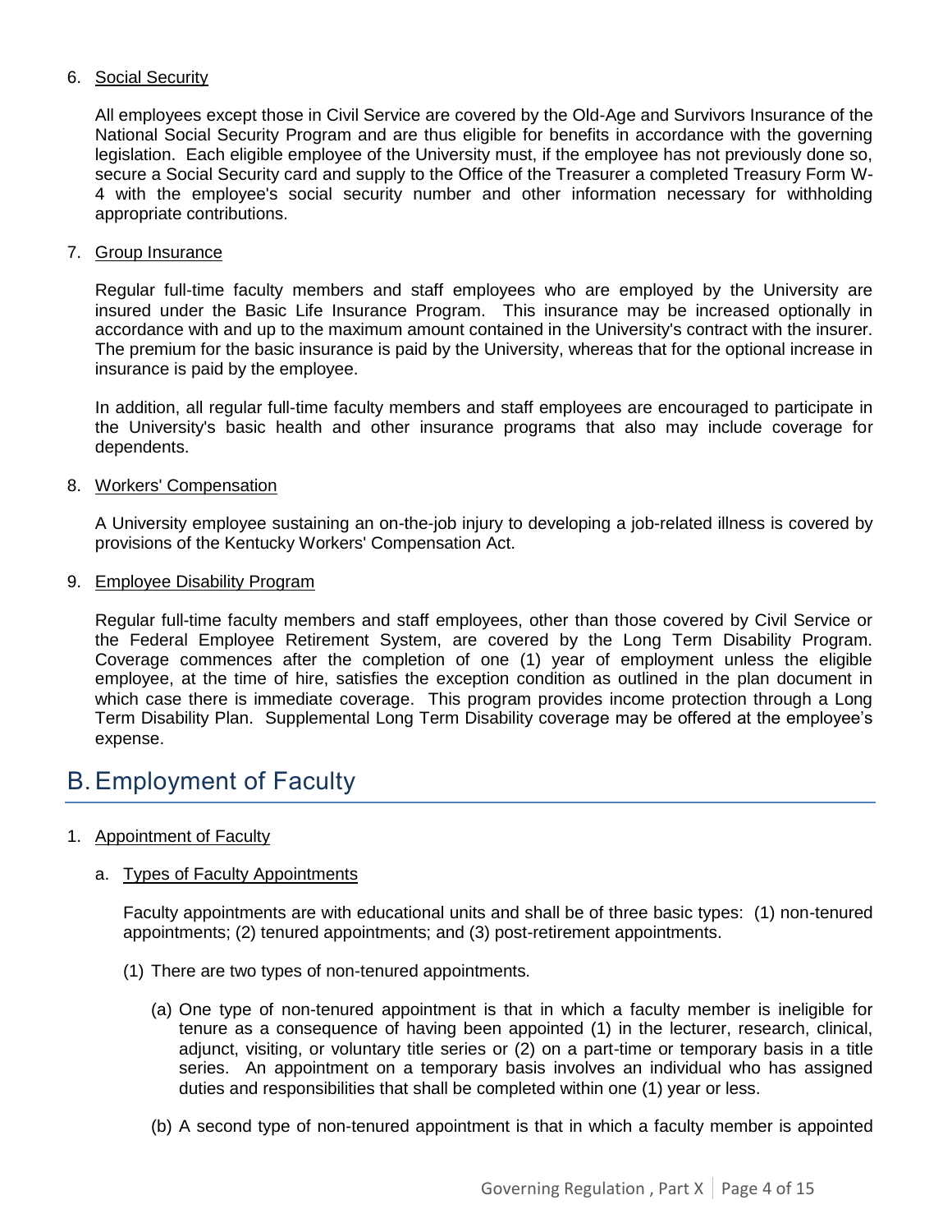6. Social Security

   All employees except those in Civil Service are covered by the Old-Age and Survivors Insurance of the National Social Security Program and are thus eligible for benefits in accordance with the governing legislation. Each eligible employee of the University must, if the employee has not previously done so, secure a Social Security card and supply to the Office of the Treasurer a completed Treasury Form W-4 with the employee's social security number and other information necessary for withholding appropriate contributions.

7. Group Insurance

   Regular full-time faculty members and staff employees who are employed by the University are insured under the Basic Life Insurance Program. This insurance may be increased optionally in accordance with and up to the maximum amount contained in the University's contract with the insurer. The premium for the basic insurance is paid by the University, whereas that for the optional increase in insurance is paid by the employee.

   In addition, all regular full-time faculty members and staff employees are encouraged to participate in the University's basic health and other insurance programs that also may include coverage for dependents.

8. Workers' Compensation

   A University employee sustaining an on-the-job injury to developing a job-related illness is covered by provisions of the Kentucky Workers' Compensation Act.

9. Employee Disability Program

   Regular full-time faculty members and staff employees, other than those covered by Civil Service or the Federal Employee Retirement System, are covered by the Long Term Disability Program. Coverage commences after the completion of one (1) year of employment unless the eligible employee, at the time of hire, satisfies the exception condition as outlined in the plan document in which case there is immediate coverage. This program provides income protection through a Long Term Disability Plan. Supplemental Long Term Disability coverage may be offered at the employee's expense.

# B. Employment of Faculty

1. Appointment of Faculty

   a. Types of Faculty Appointments

      Faculty appointments are with educational units and shall be of three basic types: (1) non-tenured appointments; (2) tenured appointments; and (3) post-retirement appointments.

      (1) There are two types of non-tenured appointments.

         (a) One type of non-tenured appointment is that in which a faculty member is ineligible for tenure as a consequence of having been appointed (1) in the lecturer, research, clinical, adjunct, visiting, or voluntary title series or (2) on a part-time or temporary basis in a title series. An appointment on a temporary basis involves an individual who has assigned duties and responsibilities that shall be completed within one (1) year or less.

         (b) A second type of non-tenured appointment is that in which a faculty member is appointed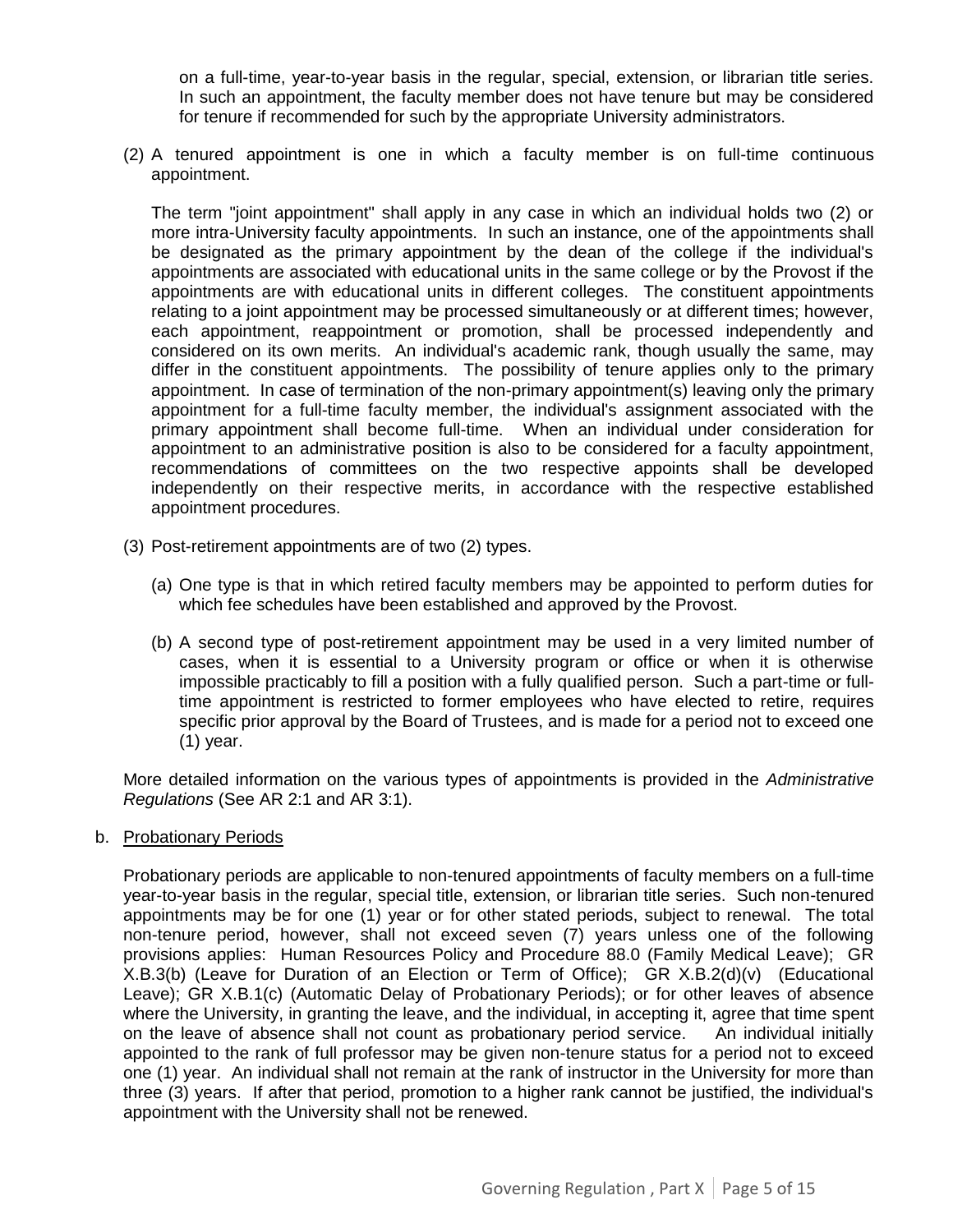on a full-time, year-to-year basis in the regular, special, extension, or librarian title series. In such an appointment, the faculty member does not have tenure but may be considered for tenure if recommended for such by the appropriate University administrators.

(2) A tenured appointment is one in which a faculty member is on full-time continuous appointment.

The term "joint appointment" shall apply in any case in which an individual holds two (2) or more intra-University faculty appointments. In such an instance, one of the appointments shall be designated as the primary appointment by the dean of the college if the individual's appointments are associated with educational units in the same college or by the Provost if the appointments are with educational units in different colleges. The constituent appointments relating to a joint appointment may be processed simultaneously or at different times; however, each appointment, reappointment or promotion, shall be processed independently and considered on its own merits. An individual's academic rank, though usually the same, may differ in the constituent appointments. The possibility of tenure applies only to the primary appointment. In case of termination of the non-primary appointment(s) leaving only the primary appointment for a full-time faculty member, the individual's assignment associated with the primary appointment shall become full-time. When an individual under consideration for appointment to an administrative position is also to be considered for a faculty appointment, recommendations of committees on the two respective appoints shall be developed independently on their respective merits, in accordance with the respective established appointment procedures.

(3) Post-retirement appointments are of two (2) types.

(a) One type is that in which retired faculty members may be appointed to perform duties for which fee schedules have been established and approved by the Provost.

(b) A second type of post-retirement appointment may be used in a very limited number of cases, when it is essential to a University program or office or when it is otherwise impossible practicably to fill a position with a fully qualified person. Such a part-time or full-time appointment is restricted to former employees who have elected to retire, requires specific prior approval by the Board of Trustees, and is made for a period not to exceed one (1) year.

More detailed information on the various types of appointments is provided in the *Administrative Regulations* (See AR 2:1 and AR 3:1).

b. Probationary Periods

Probationary periods are applicable to non-tenured appointments of faculty members on a full-time year-to-year basis in the regular, special title, extension, or librarian title series. Such non-tenured appointments may be for one (1) year or for other stated periods, subject to renewal. The total non-tenure period, however, shall not exceed seven (7) years unless one of the following provisions applies: Human Resources Policy and Procedure 88.0 (Family Medical Leave); GR X.B.3(b) (Leave for Duration of an Election or Term of Office); GR X.B.2(d)(v) (Educational Leave); GR X.B.1(c) (Automatic Delay of Probationary Periods); or for other leaves of absence where the University, in granting the leave, and the individual, in accepting it, agree that time spent on the leave of absence shall not count as probationary period service. An individual initially appointed to the rank of full professor may be given non-tenure status for a period not to exceed one (1) year. An individual shall not remain at the rank of instructor in the University for more than three (3) years. If after that period, promotion to a higher rank cannot be justified, the individual's appointment with the University shall not be renewed.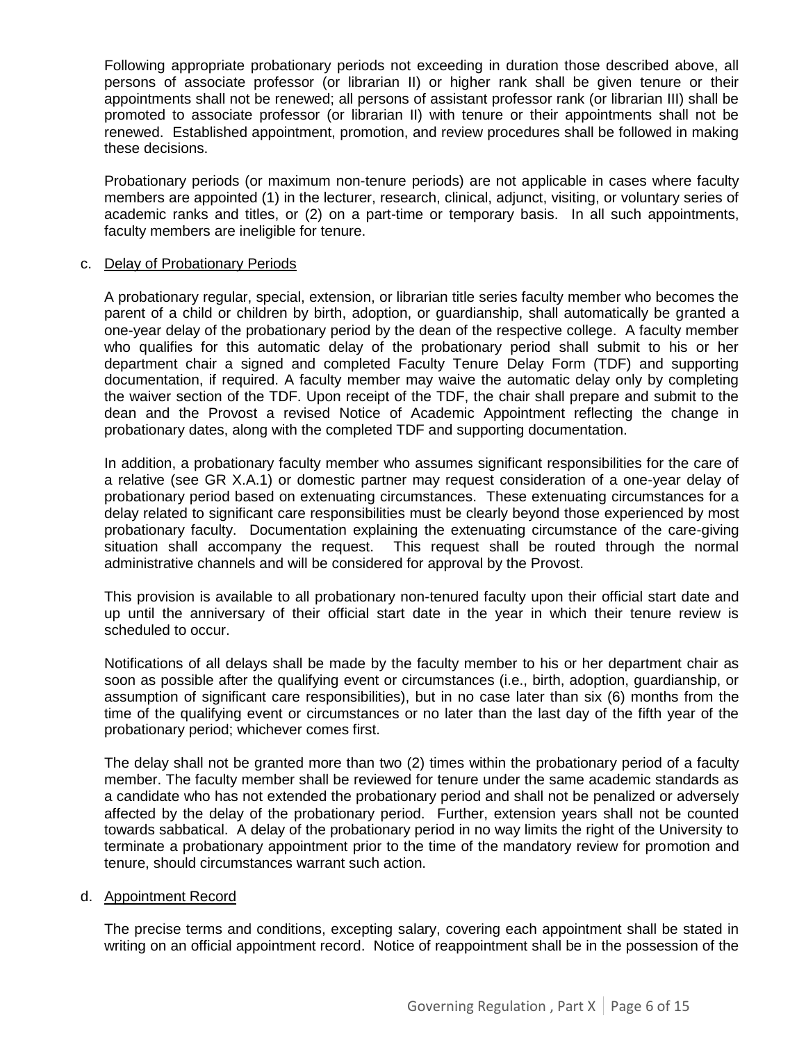Following appropriate probationary periods not exceeding in duration those described above, all persons of associate professor (or librarian II) or higher rank shall be given tenure or their appointments shall not be renewed; all persons of assistant professor rank (or librarian III) shall be promoted to associate professor (or librarian II) with tenure or their appointments shall not be renewed. Established appointment, promotion, and review procedures shall be followed in making these decisions.

Probationary periods (or maximum non-tenure periods) are not applicable in cases where faculty members are appointed (1) in the lecturer, research, clinical, adjunct, visiting, or voluntary series of academic ranks and titles, or (2) on a part-time or temporary basis. In all such appointments, faculty members are ineligible for tenure.

c. Delay of Probationary Periods

A probationary regular, special, extension, or librarian title series faculty member who becomes the parent of a child or children by birth, adoption, or guardianship, shall automatically be granted a one-year delay of the probationary period by the dean of the respective college. A faculty member who qualifies for this automatic delay of the probationary period shall submit to his or her department chair a signed and completed Faculty Tenure Delay Form (TDF) and supporting documentation, if required. A faculty member may waive the automatic delay only by completing the waiver section of the TDF. Upon receipt of the TDF, the chair shall prepare and submit to the dean and the Provost a revised Notice of Academic Appointment reflecting the change in probationary dates, along with the completed TDF and supporting documentation.

In addition, a probationary faculty member who assumes significant responsibilities for the care of a relative (see GR X.A.1) or domestic partner may request consideration of a one-year delay of probationary period based on extenuating circumstances. These extenuating circumstances for a delay related to significant care responsibilities must be clearly beyond those experienced by most probationary faculty. Documentation explaining the extenuating circumstance of the care-giving situation shall accompany the request. This request shall be routed through the normal administrative channels and will be considered for approval by the Provost.

This provision is available to all probationary non-tenured faculty upon their official start date and up until the anniversary of their official start date in the year in which their tenure review is scheduled to occur.

Notifications of all delays shall be made by the faculty member to his or her department chair as soon as possible after the qualifying event or circumstances (i.e., birth, adoption, guardianship, or assumption of significant care responsibilities), but in no case later than six (6) months from the time of the qualifying event or circumstances or no later than the last day of the fifth year of the probationary period; whichever comes first.

The delay shall not be granted more than two (2) times within the probationary period of a faculty member. The faculty member shall be reviewed for tenure under the same academic standards as a candidate who has not extended the probationary period and shall not be penalized or adversely affected by the delay of the probationary period. Further, extension years shall not be counted towards sabbatical. A delay of the probationary period in no way limits the right of the University to terminate a probationary appointment prior to the time of the mandatory review for promotion and tenure, should circumstances warrant such action.

d. Appointment Record

The precise terms and conditions, excepting salary, covering each appointment shall be stated in writing on an official appointment record. Notice of reappointment shall be in the possession of the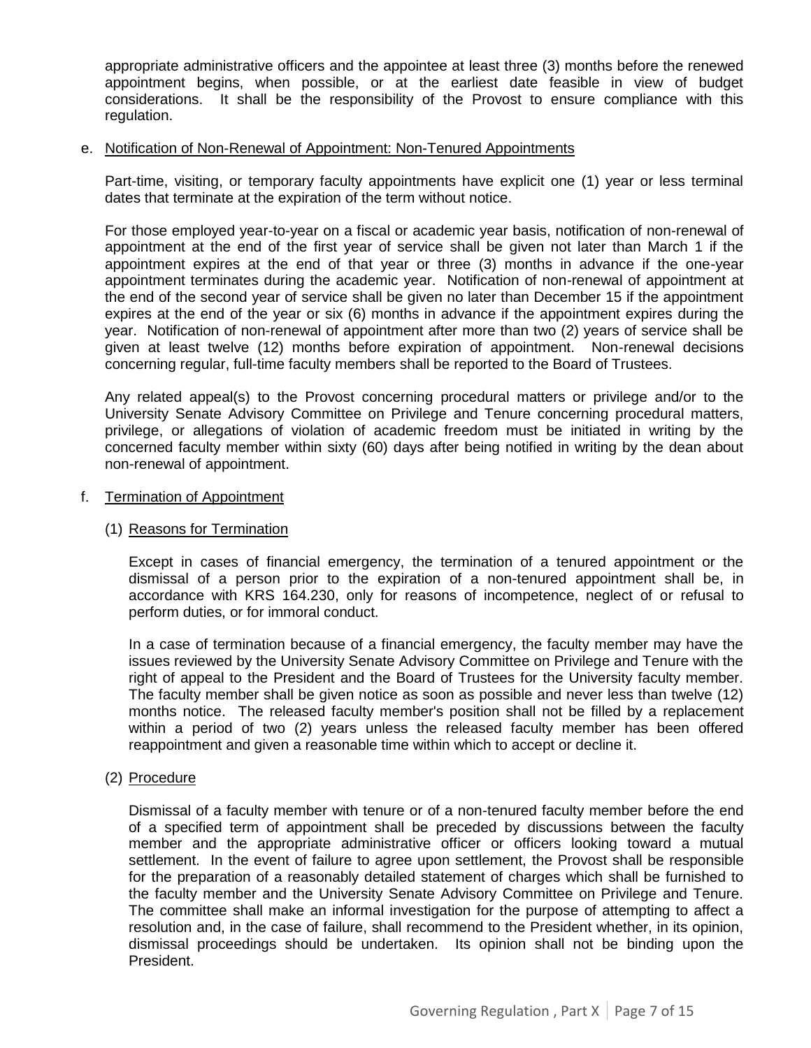appropriate administrative officers and the appointee at least three (3) months before the renewed appointment begins, when possible, or at the earliest date feasible in view of budget considerations. It shall be the responsibility of the Provost to ensure compliance with this regulation.

e. Notification of Non-Renewal of Appointment: Non-Tenured Appointments

Part-time, visiting, or temporary faculty appointments have explicit one (1) year or less terminal dates that terminate at the expiration of the term without notice.

For those employed year-to-year on a fiscal or academic year basis, notification of non-renewal of appointment at the end of the first year of service shall be given not later than March 1 if the appointment expires at the end of that year or three (3) months in advance if the one-year appointment terminates during the academic year. Notification of non-renewal of appointment at the end of the second year of service shall be given no later than December 15 if the appointment expires at the end of the year or six (6) months in advance if the appointment expires during the year. Notification of non-renewal of appointment after more than two (2) years of service shall be given at least twelve (12) months before expiration of appointment. Non-renewal decisions concerning regular, full-time faculty members shall be reported to the Board of Trustees.

Any related appeal(s) to the Provost concerning procedural matters or privilege and/or to the University Senate Advisory Committee on Privilege and Tenure concerning procedural matters, privilege, or allegations of violation of academic freedom must be initiated in writing by the concerned faculty member within sixty (60) days after being notified in writing by the dean about non-renewal of appointment.

f. Termination of Appointment

(1) Reasons for Termination

Except in cases of financial emergency, the termination of a tenured appointment or the dismissal of a person prior to the expiration of a non-tenured appointment shall be, in accordance with KRS 164.230, only for reasons of incompetence, neglect of or refusal to perform duties, or for immoral conduct.

In a case of termination because of a financial emergency, the faculty member may have the issues reviewed by the University Senate Advisory Committee on Privilege and Tenure with the right of appeal to the President and the Board of Trustees for the University faculty member. The faculty member shall be given notice as soon as possible and never less than twelve (12) months notice. The released faculty member's position shall not be filled by a replacement within a period of two (2) years unless the released faculty member has been offered reappointment and given a reasonable time within which to accept or decline it.

(2) Procedure

Dismissal of a faculty member with tenure or of a non-tenured faculty member before the end of a specified term of appointment shall be preceded by discussions between the faculty member and the appropriate administrative officer or officers looking toward a mutual settlement. In the event of failure to agree upon settlement, the Provost shall be responsible for the preparation of a reasonably detailed statement of charges which shall be furnished to the faculty member and the University Senate Advisory Committee on Privilege and Tenure. The committee shall make an informal investigation for the purpose of attempting to affect a resolution and, in the case of failure, shall recommend to the President whether, in its opinion, dismissal proceedings should be undertaken. Its opinion shall not be binding upon the President.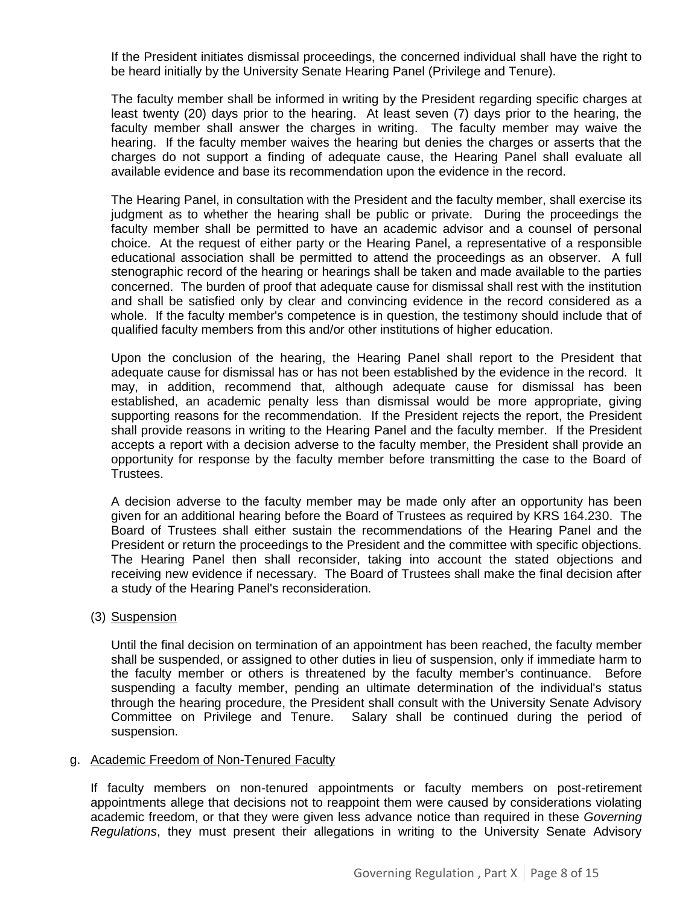If the President initiates dismissal proceedings, the concerned individual shall have the right to be heard initially by the University Senate Hearing Panel (Privilege and Tenure).

The faculty member shall be informed in writing by the President regarding specific charges at least twenty (20) days prior to the hearing. At least seven (7) days prior to the hearing, the faculty member shall answer the charges in writing. The faculty member may waive the hearing. If the faculty member waives the hearing but denies the charges or asserts that the charges do not support a finding of adequate cause, the Hearing Panel shall evaluate all available evidence and base its recommendation upon the evidence in the record.

The Hearing Panel, in consultation with the President and the faculty member, shall exercise its judgment as to whether the hearing shall be public or private. During the proceedings the faculty member shall be permitted to have an academic advisor and a counsel of personal choice. At the request of either party or the Hearing Panel, a representative of a responsible educational association shall be permitted to attend the proceedings as an observer. A full stenographic record of the hearing or hearings shall be taken and made available to the parties concerned. The burden of proof that adequate cause for dismissal shall rest with the institution and shall be satisfied only by clear and convincing evidence in the record considered as a whole. If the faculty member's competence is in question, the testimony should include that of qualified faculty members from this and/or other institutions of higher education.

Upon the conclusion of the hearing, the Hearing Panel shall report to the President that adequate cause for dismissal has or has not been established by the evidence in the record. It may, in addition, recommend that, although adequate cause for dismissal has been established, an academic penalty less than dismissal would be more appropriate, giving supporting reasons for the recommendation. If the President rejects the report, the President shall provide reasons in writing to the Hearing Panel and the faculty member. If the President accepts a report with a decision adverse to the faculty member, the President shall provide an opportunity for response by the faculty member before transmitting the case to the Board of Trustees.

A decision adverse to the faculty member may be made only after an opportunity has been given for an additional hearing before the Board of Trustees as required by KRS 164.230. The Board of Trustees shall either sustain the recommendations of the Hearing Panel and the President or return the proceedings to the President and the committee with specific objections. The Hearing Panel then shall reconsider, taking into account the stated objections and receiving new evidence if necessary. The Board of Trustees shall make the final decision after a study of the Hearing Panel's reconsideration.

(3) Suspension

Until the final decision on termination of an appointment has been reached, the faculty member shall be suspended, or assigned to other duties in lieu of suspension, only if immediate harm to the faculty member or others is threatened by the faculty member's continuance. Before suspending a faculty member, pending an ultimate determination of the individual's status through the hearing procedure, the President shall consult with the University Senate Advisory Committee on Privilege and Tenure. Salary shall be continued during the period of suspension.

g. Academic Freedom of Non-Tenured Faculty

If faculty members on non-tenured appointments or faculty members on post-retirement appointments allege that decisions not to reappoint them were caused by considerations violating academic freedom, or that they were given less advance notice than required in these *Governing Regulations*, they must present their allegations in writing to the University Senate Advisory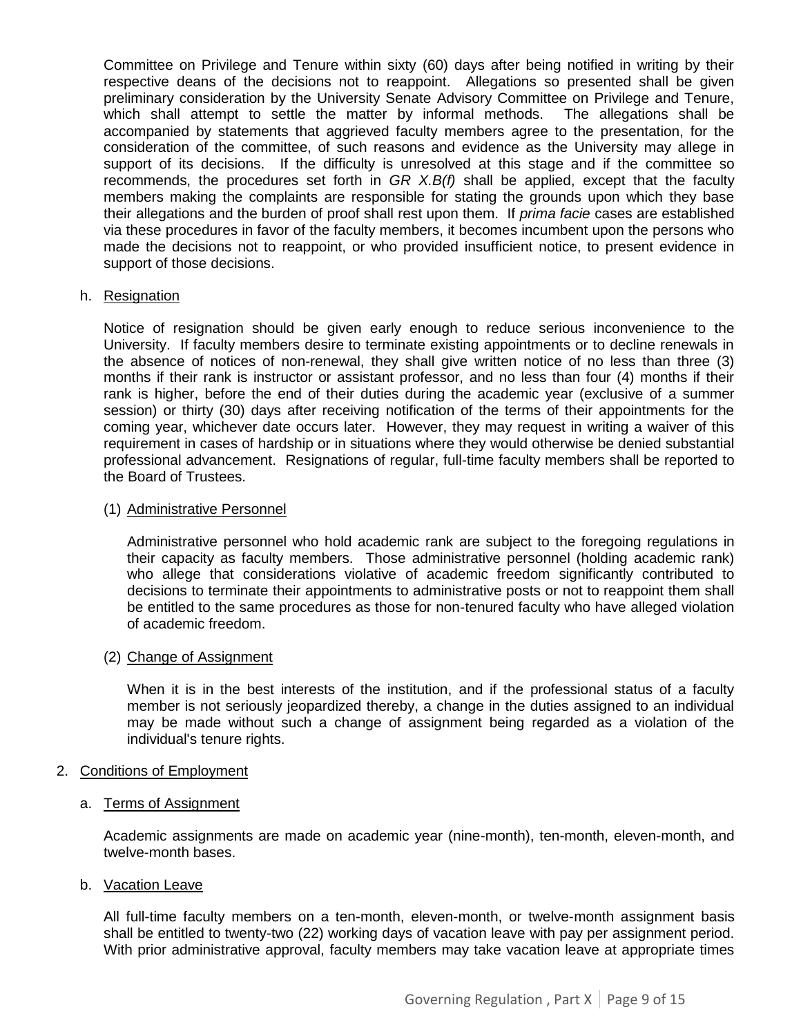Committee on Privilege and Tenure within sixty (60) days after being notified in writing by their respective deans of the decisions not to reappoint. Allegations so presented shall be given preliminary consideration by the University Senate Advisory Committee on Privilege and Tenure, which shall attempt to settle the matter by informal methods. The allegations shall be accompanied by statements that aggrieved faculty members agree to the presentation, for the consideration of the committee, of such reasons and evidence as the University may allege in support of its decisions. If the difficulty is unresolved at this stage and if the committee so recommends, the procedures set forth in *GR X.B(f)* shall be applied, except that the faculty members making the complaints are responsible for stating the grounds upon which they base their allegations and the burden of proof shall rest upon them. If *prima facie* cases are established via these procedures in favor of the faculty members, it becomes incumbent upon the persons who made the decisions not to reappoint, or who provided insufficient notice, to present evidence in support of those decisions.

h. <u>Resignation</u>

Notice of resignation should be given early enough to reduce serious inconvenience to the University. If faculty members desire to terminate existing appointments or to decline renewals in the absence of notices of non-renewal, they shall give written notice of no less than three (3) months if their rank is instructor or assistant professor, and no less than four (4) months if their rank is higher, before the end of their duties during the academic year (exclusive of a summer session) or thirty (30) days after receiving notification of the terms of their appointments for the coming year, whichever date occurs later. However, they may request in writing a waiver of this requirement in cases of hardship or in situations where they would otherwise be denied substantial professional advancement. Resignations of regular, full-time faculty members shall be reported to the Board of Trustees.

(1) <u>Administrative Personnel</u>

Administrative personnel who hold academic rank are subject to the foregoing regulations in their capacity as faculty members. Those administrative personnel (holding academic rank) who allege that considerations violative of academic freedom significantly contributed to decisions to terminate their appointments to administrative posts or not to reappoint them shall be entitled to the same procedures as those for non-tenured faculty who have alleged violation of academic freedom.

(2) <u>Change of Assignment</u>

When it is in the best interests of the institution, and if the professional status of a faculty member is not seriously jeopardized thereby, a change in the duties assigned to an individual may be made without such a change of assignment being regarded as a violation of the individual's tenure rights.

2. <u>Conditions of Employment</u>

a. <u>Terms of Assignment</u>

Academic assignments are made on academic year (nine-month), ten-month, eleven-month, and twelve-month bases.

b. <u>Vacation Leave</u>

All full-time faculty members on a ten-month, eleven-month, or twelve-month assignment basis shall be entitled to twenty-two (22) working days of vacation leave with pay per assignment period. With prior administrative approval, faculty members may take vacation leave at appropriate times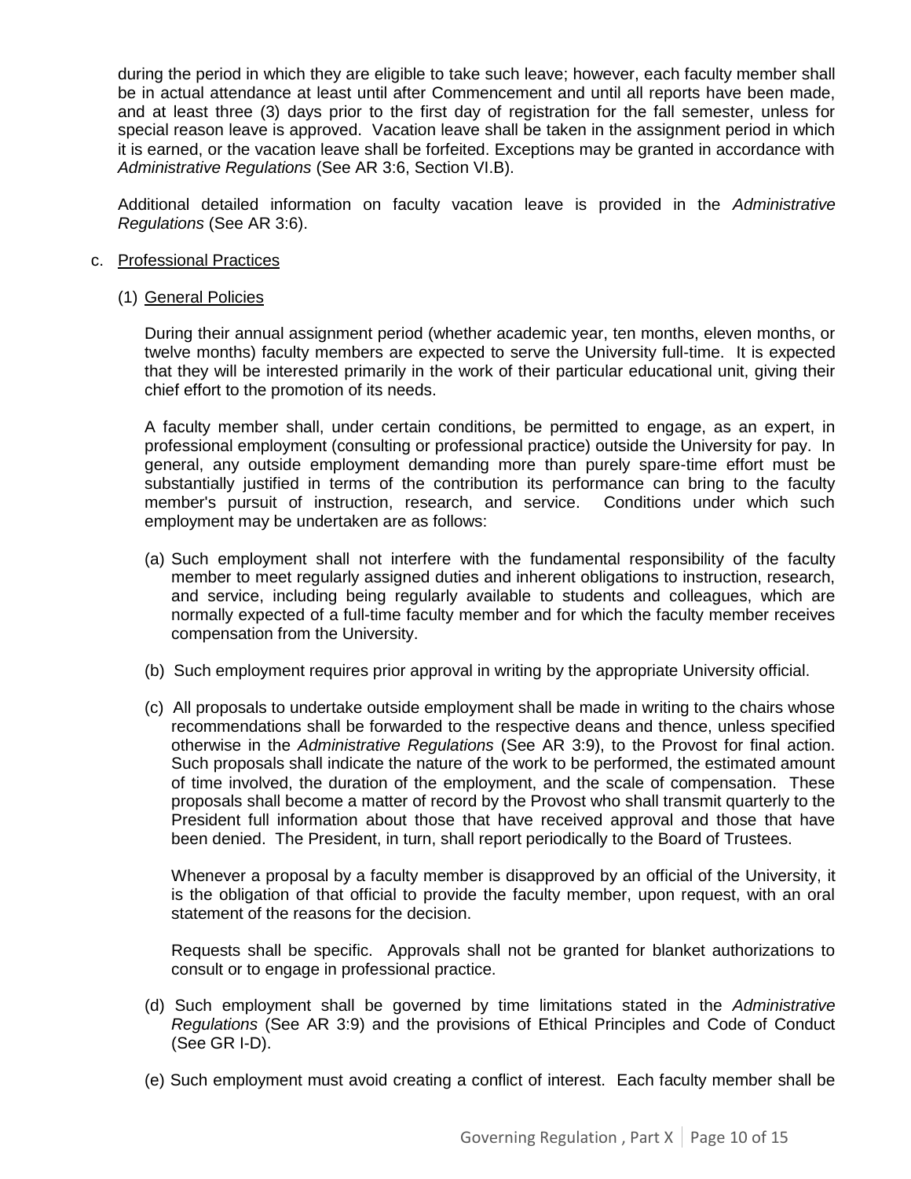during the period in which they are eligible to take such leave; however, each faculty member shall be in actual attendance at least until after Commencement and until all reports have been made, and at least three (3) days prior to the first day of registration for the fall semester, unless for special reason leave is approved. Vacation leave shall be taken in the assignment period in which it is earned, or the vacation leave shall be forfeited. Exceptions may be granted in accordance with *Administrative Regulations* (See AR 3:6, Section VI.B).

Additional detailed information on faculty vacation leave is provided in the *Administrative Regulations* (See AR 3:6).

c. Professional Practices

(1) General Policies

During their annual assignment period (whether academic year, ten months, eleven months, or twelve months) faculty members are expected to serve the University full-time. It is expected that they will be interested primarily in the work of their particular educational unit, giving their chief effort to the promotion of its needs.

A faculty member shall, under certain conditions, be permitted to engage, as an expert, in professional employment (consulting or professional practice) outside the University for pay. In general, any outside employment demanding more than purely spare-time effort must be substantially justified in terms of the contribution its performance can bring to the faculty member's pursuit of instruction, research, and service. Conditions under which such employment may be undertaken are as follows:

(a) Such employment shall not interfere with the fundamental responsibility of the faculty member to meet regularly assigned duties and inherent obligations to instruction, research, and service, including being regularly available to students and colleagues, which are normally expected of a full-time faculty member and for which the faculty member receives compensation from the University.

(b) Such employment requires prior approval in writing by the appropriate University official.

(c) All proposals to undertake outside employment shall be made in writing to the chairs whose recommendations shall be forwarded to the respective deans and thence, unless specified otherwise in the *Administrative Regulations* (See AR 3:9), to the Provost for final action. Such proposals shall indicate the nature of the work to be performed, the estimated amount of time involved, the duration of the employment, and the scale of compensation. These proposals shall become a matter of record by the Provost who shall transmit quarterly to the President full information about those that have received approval and those that have been denied. The President, in turn, shall report periodically to the Board of Trustees.

Whenever a proposal by a faculty member is disapproved by an official of the University, it is the obligation of that official to provide the faculty member, upon request, with an oral statement of the reasons for the decision.

Requests shall be specific. Approvals shall not be granted for blanket authorizations to consult or to engage in professional practice.

(d) Such employment shall be governed by time limitations stated in the *Administrative Regulations* (See AR 3:9) and the provisions of Ethical Principles and Code of Conduct (See GR I-D).

(e) Such employment must avoid creating a conflict of interest. Each faculty member shall be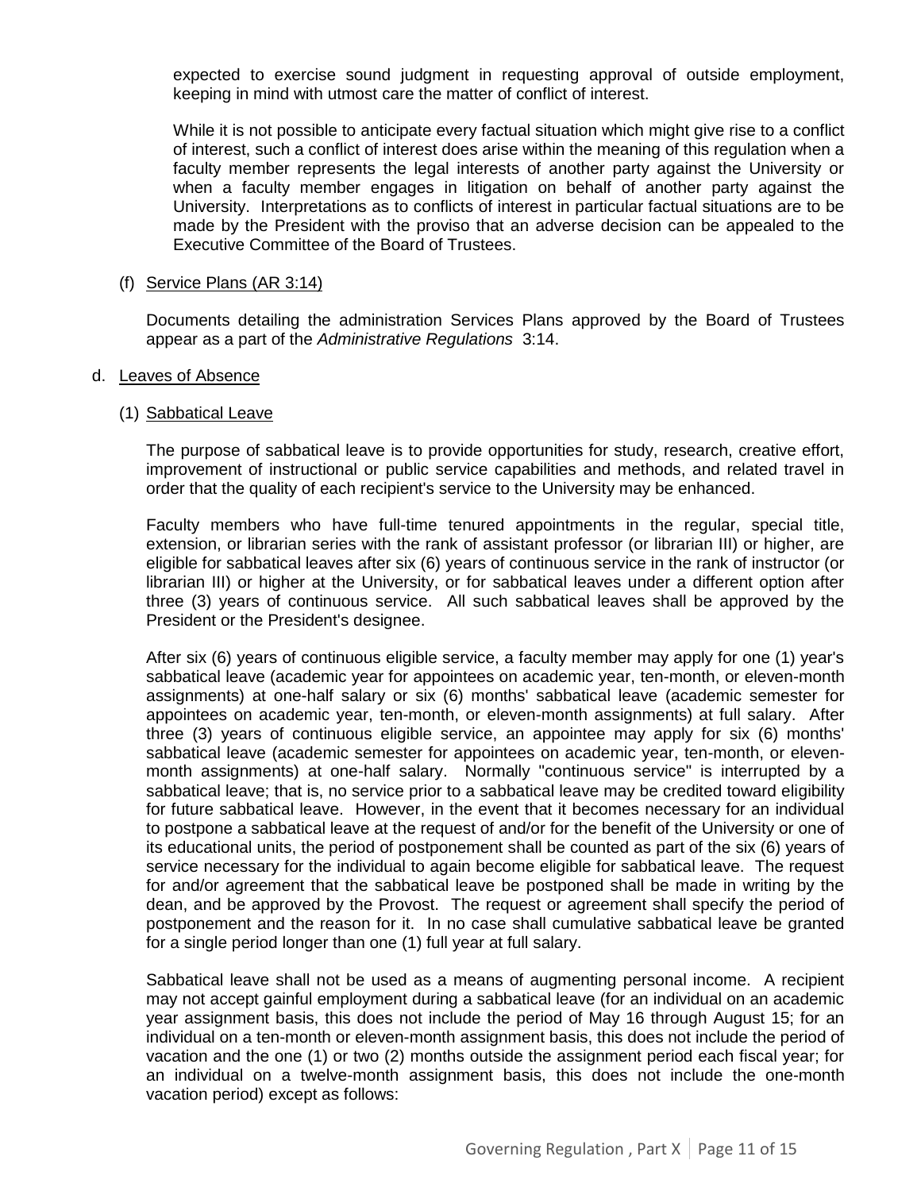expected to exercise sound judgment in requesting approval of outside employment, keeping in mind with utmost care the matter of conflict of interest.

While it is not possible to anticipate every factual situation which might give rise to a conflict of interest, such a conflict of interest does arise within the meaning of this regulation when a faculty member represents the legal interests of another party against the University or when a faculty member engages in litigation on behalf of another party against the University. Interpretations as to conflicts of interest in particular factual situations are to be made by the President with the proviso that an adverse decision can be appealed to the Executive Committee of the Board of Trustees.

(f) Service Plans (AR 3:14)

Documents detailing the administration Services Plans approved by the Board of Trustees appear as a part of the *Administrative Regulations* 3:14.

d. Leaves of Absence

(1) Sabbatical Leave

The purpose of sabbatical leave is to provide opportunities for study, research, creative effort, improvement of instructional or public service capabilities and methods, and related travel in order that the quality of each recipient's service to the University may be enhanced.

Faculty members who have full-time tenured appointments in the regular, special title, extension, or librarian series with the rank of assistant professor (or librarian III) or higher, are eligible for sabbatical leaves after six (6) years of continuous service in the rank of instructor (or librarian III) or higher at the University, or for sabbatical leaves under a different option after three (3) years of continuous service. All such sabbatical leaves shall be approved by the President or the President's designee.

After six (6) years of continuous eligible service, a faculty member may apply for one (1) year's sabbatical leave (academic year for appointees on academic year, ten-month, or eleven-month assignments) at one-half salary or six (6) months' sabbatical leave (academic semester for appointees on academic year, ten-month, or eleven-month assignments) at full salary. After three (3) years of continuous eligible service, an appointee may apply for six (6) months' sabbatical leave (academic semester for appointees on academic year, ten-month, or eleven-month assignments) at one-half salary. Normally "continuous service" is interrupted by a sabbatical leave; that is, no service prior to a sabbatical leave may be credited toward eligibility for future sabbatical leave. However, in the event that it becomes necessary for an individual to postpone a sabbatical leave at the request of and/or for the benefit of the University or one of its educational units, the period of postponement shall be counted as part of the six (6) years of service necessary for the individual to again become eligible for sabbatical leave. The request for and/or agreement that the sabbatical leave be postponed shall be made in writing by the dean, and be approved by the Provost. The request or agreement shall specify the period of postponement and the reason for it. In no case shall cumulative sabbatical leave be granted for a single period longer than one (1) full year at full salary.

Sabbatical leave shall not be used as a means of augmenting personal income. A recipient may not accept gainful employment during a sabbatical leave (for an individual on an academic year assignment basis, this does not include the period of May 16 through August 15; for an individual on a ten-month or eleven-month assignment basis, this does not include the period of vacation and the one (1) or two (2) months outside the assignment period each fiscal year; for an individual on a twelve-month assignment basis, this does not include the one-month vacation period) except as follows: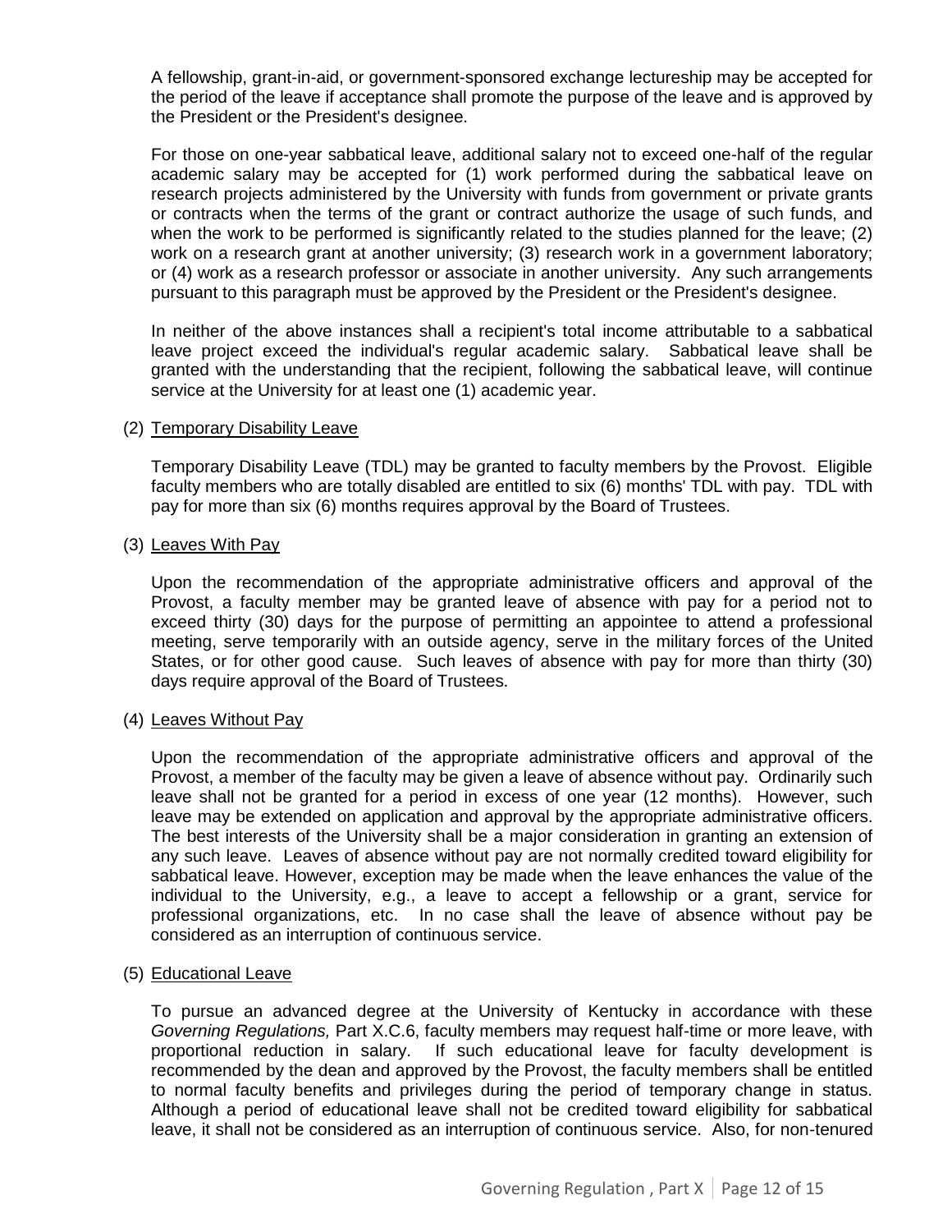A fellowship, grant-in-aid, or government-sponsored exchange lectureship may be accepted for the period of the leave if acceptance shall promote the purpose of the leave and is approved by the President or the President's designee.

For those on one-year sabbatical leave, additional salary not to exceed one-half of the regular academic salary may be accepted for (1) work performed during the sabbatical leave on research projects administered by the University with funds from government or private grants or contracts when the terms of the grant or contract authorize the usage of such funds, and when the work to be performed is significantly related to the studies planned for the leave; (2) work on a research grant at another university; (3) research work in a government laboratory; or (4) work as a research professor or associate in another university. Any such arrangements pursuant to this paragraph must be approved by the President or the President's designee.

In neither of the above instances shall a recipient's total income attributable to a sabbatical leave project exceed the individual's regular academic salary. Sabbatical leave shall be granted with the understanding that the recipient, following the sabbatical leave, will continue service at the University for at least one (1) academic year.

(2) <u>Temporary Disability Leave</u>

Temporary Disability Leave (TDL) may be granted to faculty members by the Provost. Eligible faculty members who are totally disabled are entitled to six (6) months' TDL with pay. TDL with pay for more than six (6) months requires approval by the Board of Trustees.

(3) <u>Leaves With Pay</u>

Upon the recommendation of the appropriate administrative officers and approval of the Provost, a faculty member may be granted leave of absence with pay for a period not to exceed thirty (30) days for the purpose of permitting an appointee to attend a professional meeting, serve temporarily with an outside agency, serve in the military forces of the United States, or for other good cause. Such leaves of absence with pay for more than thirty (30) days require approval of the Board of Trustees.

(4) <u>Leaves Without Pay</u>

Upon the recommendation of the appropriate administrative officers and approval of the Provost, a member of the faculty may be given a leave of absence without pay. Ordinarily such leave shall not be granted for a period in excess of one year (12 months). However, such leave may be extended on application and approval by the appropriate administrative officers. The best interests of the University shall be a major consideration in granting an extension of any such leave. Leaves of absence without pay are not normally credited toward eligibility for sabbatical leave. However, exception may be made when the leave enhances the value of the individual to the University, e.g., a leave to accept a fellowship or a grant, service for professional organizations, etc. In no case shall the leave of absence without pay be considered as an interruption of continuous service.

(5) <u>Educational Leave</u>

To pursue an advanced degree at the University of Kentucky in accordance with these *Governing Regulations,* Part X.C.6, faculty members may request half-time or more leave, with proportional reduction in salary. If such educational leave for faculty development is recommended by the dean and approved by the Provost, the faculty members shall be entitled to normal faculty benefits and privileges during the period of temporary change in status. Although a period of educational leave shall not be credited toward eligibility for sabbatical leave, it shall not be considered as an interruption of continuous service. Also, for non-tenured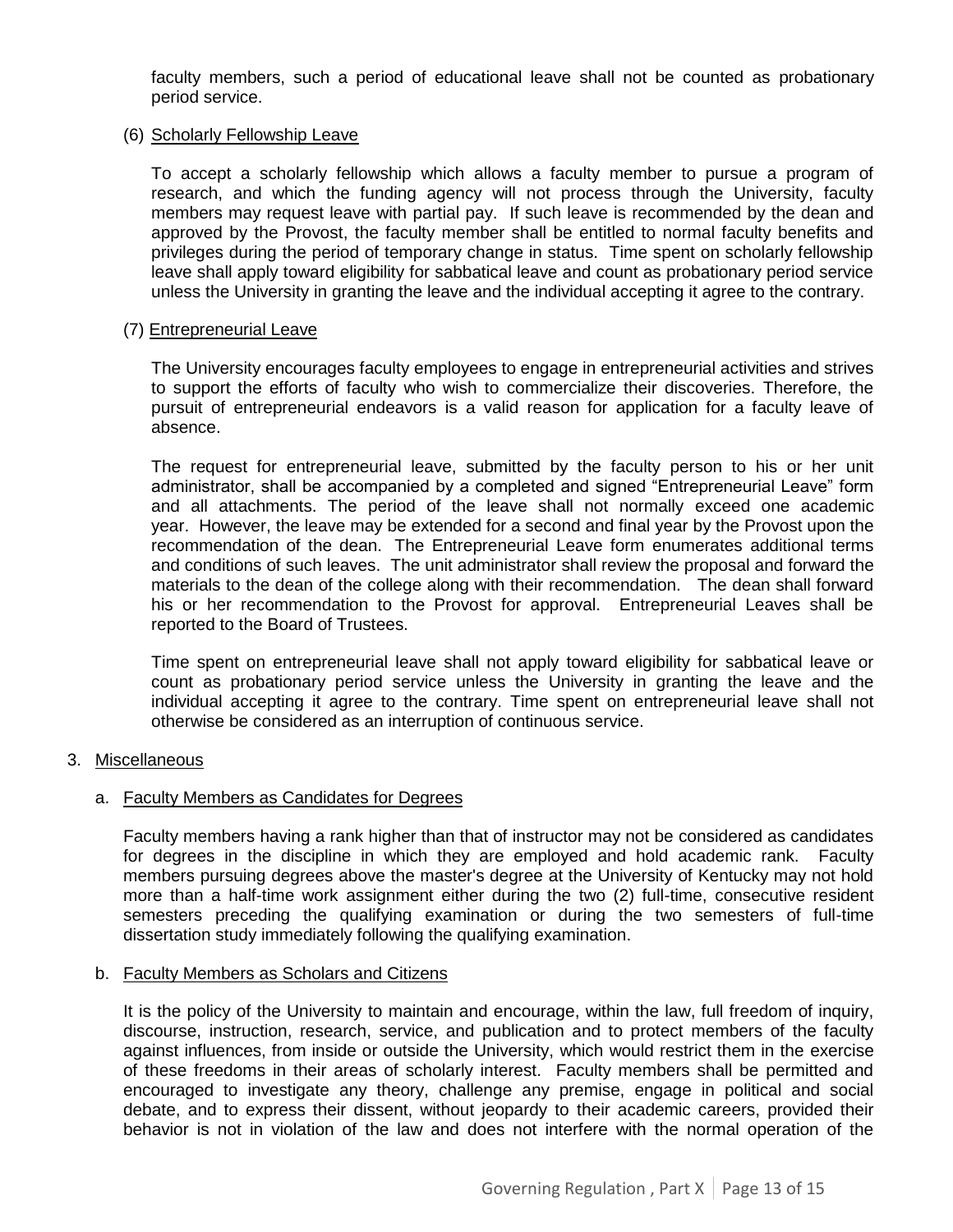faculty members, such a period of educational leave shall not be counted as probationary period service.

(6) Scholarly Fellowship Leave

To accept a scholarly fellowship which allows a faculty member to pursue a program of research, and which the funding agency will not process through the University, faculty members may request leave with partial pay. If such leave is recommended by the dean and approved by the Provost, the faculty member shall be entitled to normal faculty benefits and privileges during the period of temporary change in status. Time spent on scholarly fellowship leave shall apply toward eligibility for sabbatical leave and count as probationary period service unless the University in granting the leave and the individual accepting it agree to the contrary.

(7) Entrepreneurial Leave

The University encourages faculty employees to engage in entrepreneurial activities and strives to support the efforts of faculty who wish to commercialize their discoveries. Therefore, the pursuit of entrepreneurial endeavors is a valid reason for application for a faculty leave of absence.

The request for entrepreneurial leave, submitted by the faculty person to his or her unit administrator, shall be accompanied by a completed and signed "Entrepreneurial Leave" form and all attachments. The period of the leave shall not normally exceed one academic year. However, the leave may be extended for a second and final year by the Provost upon the recommendation of the dean. The Entrepreneurial Leave form enumerates additional terms and conditions of such leaves. The unit administrator shall review the proposal and forward the materials to the dean of the college along with their recommendation. The dean shall forward his or her recommendation to the Provost for approval. Entrepreneurial Leaves shall be reported to the Board of Trustees.

Time spent on entrepreneurial leave shall not apply toward eligibility for sabbatical leave or count as probationary period service unless the University in granting the leave and the individual accepting it agree to the contrary. Time spent on entrepreneurial leave shall not otherwise be considered as an interruption of continuous service.

3. Miscellaneous

a. Faculty Members as Candidates for Degrees

Faculty members having a rank higher than that of instructor may not be considered as candidates for degrees in the discipline in which they are employed and hold academic rank. Faculty members pursuing degrees above the master's degree at the University of Kentucky may not hold more than a half-time work assignment either during the two (2) full-time, consecutive resident semesters preceding the qualifying examination or during the two semesters of full-time dissertation study immediately following the qualifying examination.

b. Faculty Members as Scholars and Citizens

It is the policy of the University to maintain and encourage, within the law, full freedom of inquiry, discourse, instruction, research, service, and publication and to protect members of the faculty against influences, from inside or outside the University, which would restrict them in the exercise of these freedoms in their areas of scholarly interest. Faculty members shall be permitted and encouraged to investigate any theory, challenge any premise, engage in political and social debate, and to express their dissent, without jeopardy to their academic careers, provided their behavior is not in violation of the law and does not interfere with the normal operation of the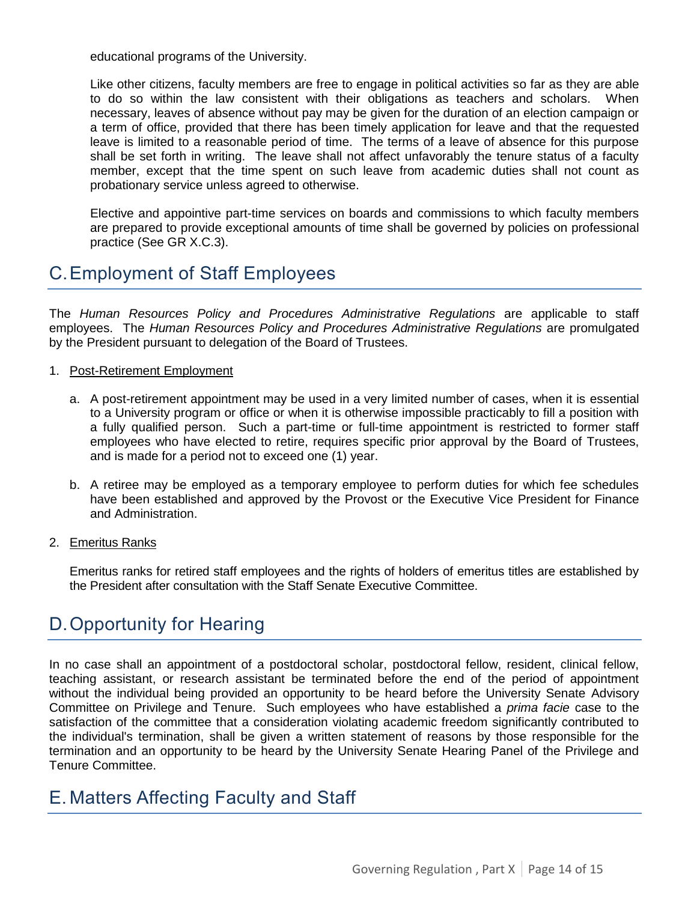educational programs of the University.

Like other citizens, faculty members are free to engage in political activities so far as they are able to do so within the law consistent with their obligations as teachers and scholars. When necessary, leaves of absence without pay may be given for the duration of an election campaign or a term of office, provided that there has been timely application for leave and that the requested leave is limited to a reasonable period of time. The terms of a leave of absence for this purpose shall be set forth in writing. The leave shall not affect unfavorably the tenure status of a faculty member, except that the time spent on such leave from academic duties shall not count as probationary service unless agreed to otherwise.

Elective and appointive part-time services on boards and commissions to which faculty members are prepared to provide exceptional amounts of time shall be governed by policies on professional practice (See GR X.C.3).

## C. Employment of Staff Employees

The *Human Resources Policy and Procedures Administrative Regulations* are applicable to staff employees. The *Human Resources Policy and Procedures Administrative Regulations* are promulgated by the President pursuant to delegation of the Board of Trustees.

1. Post-Retirement Employment

   a. A post-retirement appointment may be used in a very limited number of cases, when it is essential to a University program or office or when it is otherwise impossible practicably to fill a position with a fully qualified person. Such a part-time or full-time appointment is restricted to former staff employees who have elected to retire, requires specific prior approval by the Board of Trustees, and is made for a period not to exceed one (1) year.

   b. A retiree may be employed as a temporary employee to perform duties for which fee schedules have been established and approved by the Provost or the Executive Vice President for Finance and Administration.

2. Emeritus Ranks

   Emeritus ranks for retired staff employees and the rights of holders of emeritus titles are established by the President after consultation with the Staff Senate Executive Committee.

## D. Opportunity for Hearing

In no case shall an appointment of a postdoctoral scholar, postdoctoral fellow, resident, clinical fellow, teaching assistant, or research assistant be terminated before the end of the period of appointment without the individual being provided an opportunity to be heard before the University Senate Advisory Committee on Privilege and Tenure. Such employees who have established a *prima facie* case to the satisfaction of the committee that a consideration violating academic freedom significantly contributed to the individual's termination, shall be given a written statement of reasons by those responsible for the termination and an opportunity to be heard by the University Senate Hearing Panel of the Privilege and Tenure Committee.

## E. Matters Affecting Faculty and Staff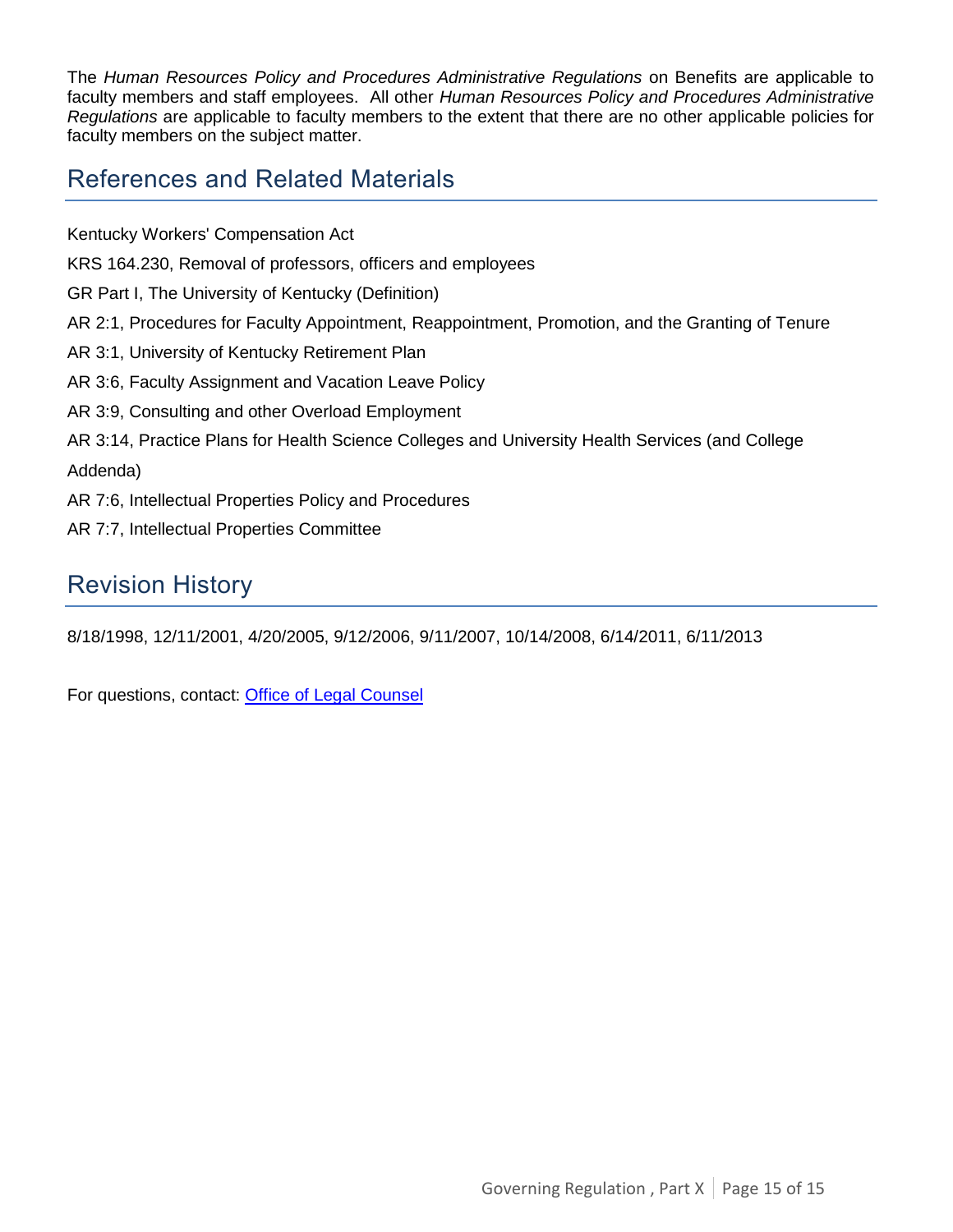The *Human Resources Policy and Procedures Administrative Regulations* on Benefits are applicable to faculty members and staff employees. All other *Human Resources Policy and Procedures Administrative Regulations* are applicable to faculty members to the extent that there are no other applicable policies for faculty members on the subject matter.

## References and Related Materials

Kentucky Workers' Compensation Act

KRS 164.230, Removal of professors, officers and employees

GR Part I, The University of Kentucky (Definition)

AR 2:1, Procedures for Faculty Appointment, Reappointment, Promotion, and the Granting of Tenure

AR 3:1, University of Kentucky Retirement Plan

AR 3:6, Faculty Assignment and Vacation Leave Policy

AR 3:9, Consulting and other Overload Employment

AR 3:14, Practice Plans for Health Science Colleges and University Health Services (and College Addenda)

AR 7:6, Intellectual Properties Policy and Procedures

AR 7:7, Intellectual Properties Committee

## Revision History

8/18/1998, 12/11/2001, 4/20/2005, 9/12/2006, 9/11/2007, 10/14/2008, 6/14/2011, 6/11/2013

For questions, contact: Office of Legal Counsel